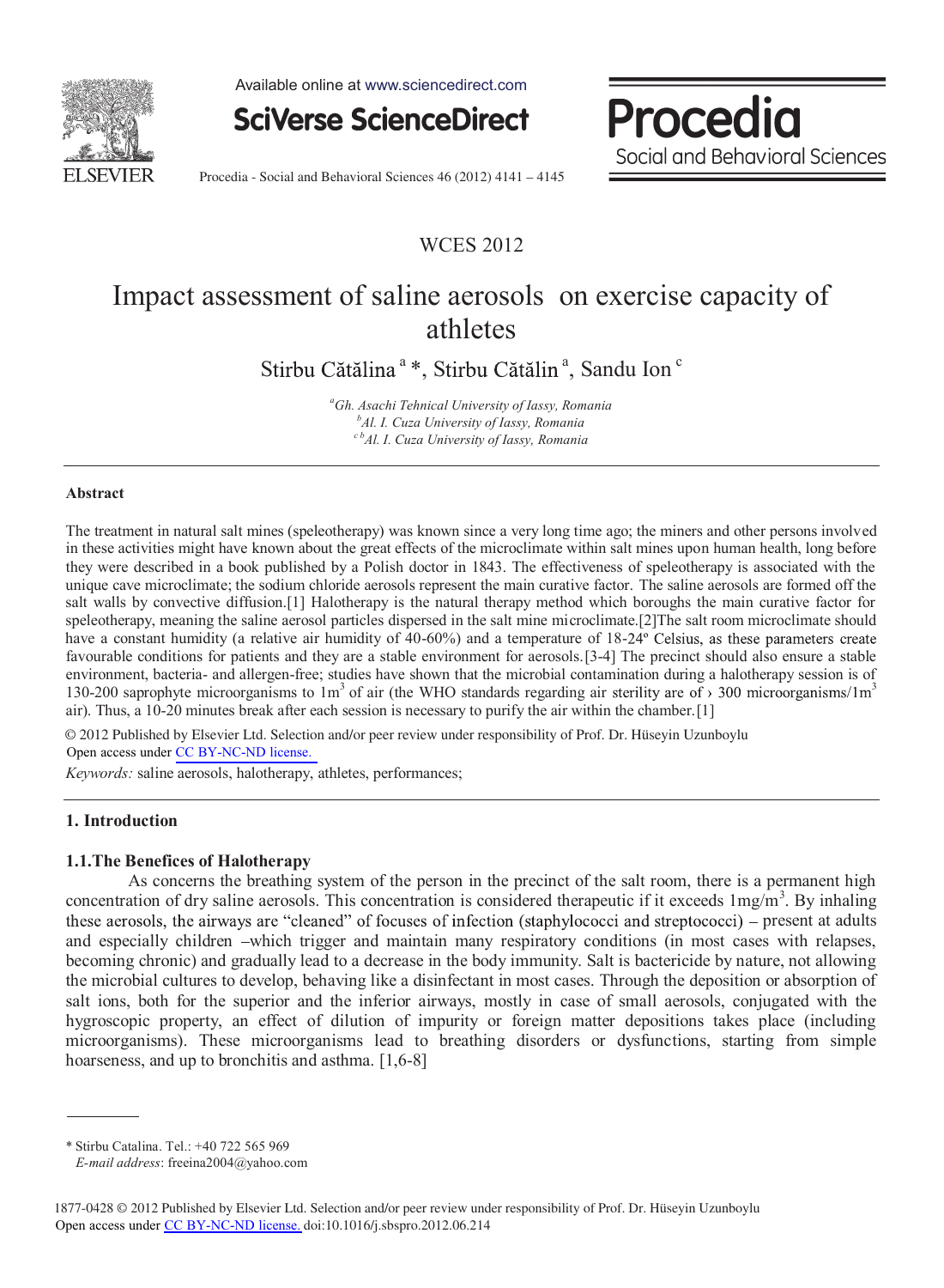WCES 2012

# Impact assessment of saline aerosols on exercise capacity of athletes

Stirbu Cătălina [a] *, Stirbu Cătălin [a], Sandu Ion [c]

[a] Gh. Asachi Tehnical University of Iassy, Romania
[b] Al. I. Cuza University of Iassy, Romania
[c b] Al. I. Cuza University of Iassy, Romania

## Abstract

The treatment in natural salt mines (speleotherapy) was known since a very long time ago; the miners and other persons involved in these activities might have known about the great effects of the microclimate within salt mines upon human health, long before they were described in a book published by a Polish doctor in 1843. The effectiveness of speleotherapy is associated with the unique cave microclimate; the sodium chloride aerosols represent the main curative factor. The saline aerosols are formed off the salt walls by convective diffusion.[1] Halotherapy is the natural therapy method which boroughs the main curative factor for speleotherapy, meaning the saline aerosol particles dispersed in the salt mine microclimate.[2]The salt room microclimate should have a constant humidity (a relative air humidity of 40-60%) and a temperature of 18-24º Celsius, as these parameters create favourable conditions for patients and they are a stable environment for aerosols.[3-4] The precinct should also ensure a stable environment, bacteria- and allergen-free; studies have shown that the microbial contamination during a halotherapy session is of 130-200 saprophyte microorganisms to 1m$^3$ of air (the WHO standards regarding air sterility are of › 300 microorganisms/1m$^3$ air). Thus, a 10-20 minutes break after each session is necessary to purify the air within the chamber.[1]

© 2012 Published by Elsevier Ltd. Selection and/or peer review under responsibility of Prof. Dr. Hüseyin Uzunboylu
Open access under CC BY-NC-ND license.

*Keywords:* saline aerosols, halotherapy, athletes, performances;

## 1. Introduction

### 1.1.The Benefices of Halotherapy

As concerns the breathing system of the person in the precinct of the salt room, there is a permanent high concentration of dry saline aerosols. This concentration is considered therapeutic if it exceeds 1mg/m$^3$. By inhaling these aerosols, the airways are "cleaned" of focuses of infection (staphylococci and streptococci) – present at adults and especially children –which trigger and maintain many respiratory conditions (in most cases with relapses, becoming chronic) and gradually lead to a decrease in the body immunity. Salt is bactericide by nature, not allowing the microbial cultures to develop, behaving like a disinfectant in most cases. Through the deposition or absorption of salt ions, both for the superior and the inferior airways, mostly in case of small aerosols, conjugated with the hygroscopic property, an effect of dilution of impurity or foreign matter depositions takes place (including microorganisms). These microorganisms lead to breathing disorders or dysfunctions, starting from simple hoarseness, and up to bronchitis and asthma. [1,6-8]

* Stirbu Catalina. Tel.: +40 722 565 969
*E-mail address*: freeina2004@yahoo.com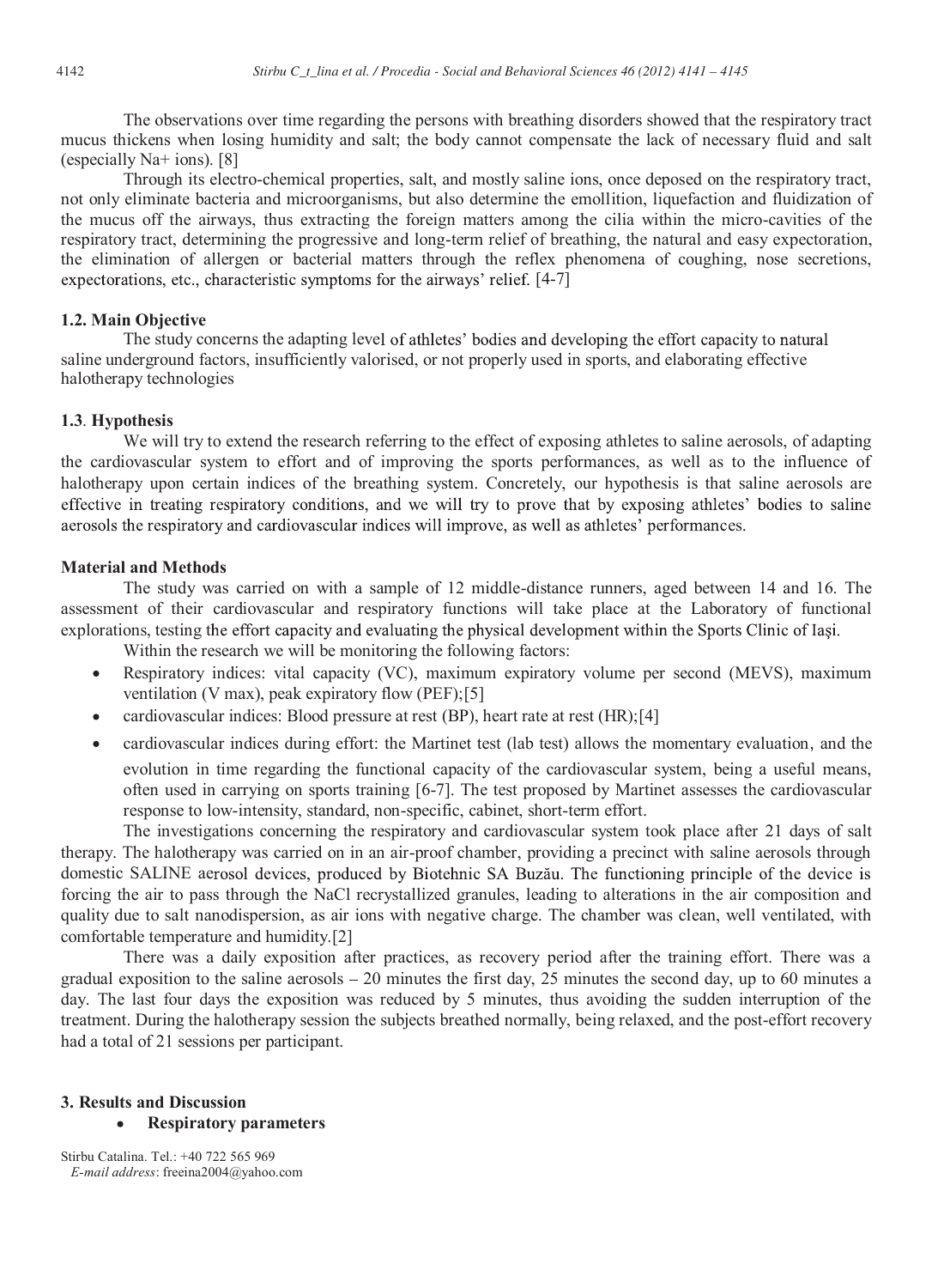The observations over time regarding the persons with breathing disorders showed that the respiratory tract mucus thickens when losing humidity and salt; the body cannot compensate the lack of necessary fluid and salt (especially $Na^+$ ions). [8]

Through its electro-chemical properties, salt, and mostly saline ions, once deposed on the respiratory tract, not only eliminate bacteria and microorganisms, but also determine the emollition, liquefaction and fluidization of the mucus off the airways, thus extracting the foreign matters among the cilia within the micro-cavities of the respiratory tract, determining the progressive and long-term relief of breathing, the natural and easy expectoration, the elimination of allergen or bacterial matters through the reflex phenomena of coughing, nose secretions, expectorations, etc., characteristic symptoms for the airways' relief. [4-7]

### 1.2. Main Objective

The study concerns the adapting level of athletes' bodies and developing the effort capacity to natural saline underground factors, insufficiently valorised, or not properly used in sports, and elaborating effective halotherapy technologies

### 1.3. Hypothesis

We will try to extend the research referring to the effect of exposing athletes to saline aerosols, of adapting the cardiovascular system to effort and of improving the sports performances, as well as to the influence of halotherapy upon certain indices of the breathing system. Concretely, our hypothesis is that saline aerosols are effective in treating respiratory conditions, and we will try to prove that by exposing athletes' bodies to saline aerosols the respiratory and cardiovascular indices will improve, as well as athletes' performances.

## Material and Methods

The study was carried on with a sample of 12 middle-distance runners, aged between 14 and 16. The assessment of their cardiovascular and respiratory functions will take place at the Laboratory of functional explorations, testing the effort capacity and evaluating the physical development within the Sports Clinic of Iaşi.

Within the research we will be monitoring the following factors:

- Respiratory indices: vital capacity (VC), maximum expiratory volume per second (MEVS), maximum ventilation (V max), peak expiratory flow (PEF);[5]
- cardiovascular indices: Blood pressure at rest (BP), heart rate at rest (HR);[4]
- cardiovascular indices during effort: the Martinet test (lab test) allows the momentary evaluation, and the evolution in time regarding the functional capacity of the cardiovascular system, being a useful means, often used in carrying on sports training [6-7]. The test proposed by Martinet assesses the cardiovascular response to low-intensity, standard, non-specific, cabinet, short-term effort.

The investigations concerning the respiratory and cardiovascular system took place after 21 days of salt therapy. The halotherapy was carried on in an air-proof chamber, providing a precinct with saline aerosols through domestic SALINE aerosol devices, produced by Biotehnic SA Buzău. The functioning principle of the device is forcing the air to pass through the NaCl recrystallized granules, leading to alterations in the air composition and quality due to salt nanodispersion, as air ions with negative charge. The chamber was clean, well ventilated, with comfortable temperature and humidity.[2]

There was a daily exposition after practices, as recovery period after the training effort. There was a gradual exposition to the saline aerosols – 20 minutes the first day, 25 minutes the second day, up to 60 minutes a day. The last four days the exposition was reduced by 5 minutes, thus avoiding the sudden interruption of the treatment. During the halotherapy session the subjects breathed normally, being relaxed, and the post-effort recovery had a total of 21 sessions per participant.

## 3. Results and Discussion

- **Respiratory parameters**

Stirbu Catalina. Tel.: +40 722 565 969
*E-mail address*: freeina2004@yahoo.com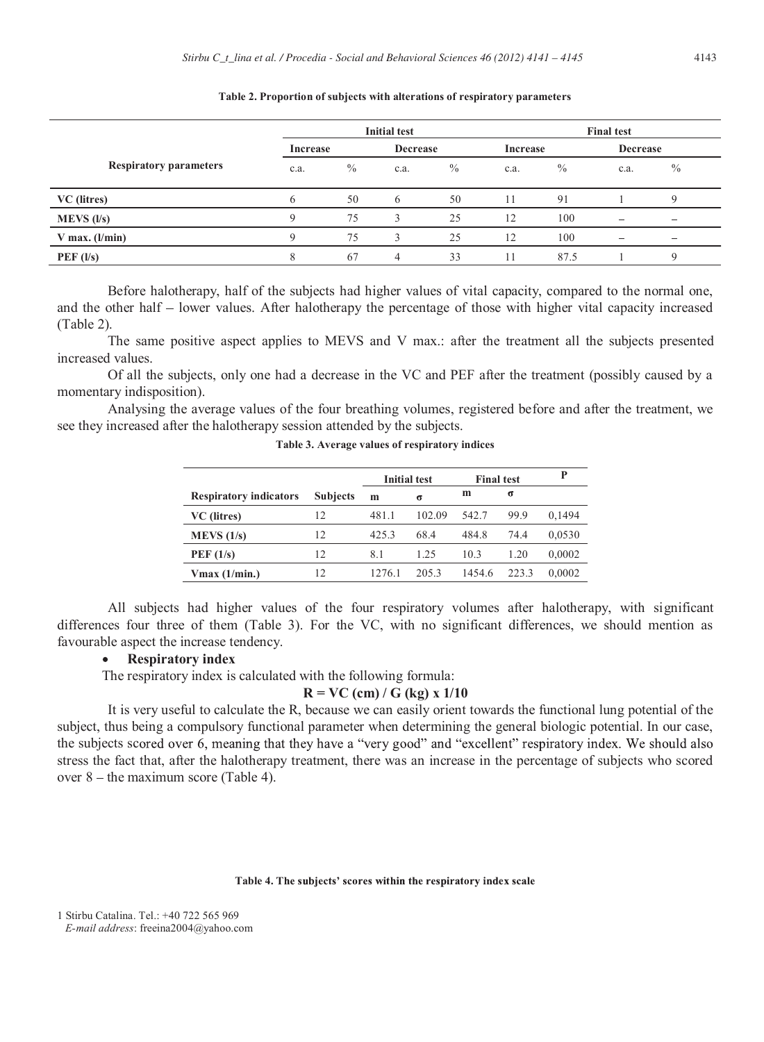**Table 2. Proportion of subjects with alterations of respiratory parameters**

| Respiratory parameters | Initial test | | | | Final test | | | |
|---|---|---|---|---|---|---|---|---|
| | Increase | | Decrease | | Increase | | Decrease | |
| | c.a. | % | c.a. | % | c.a. | % | c.a. | % |
| **VC (litres)** | 6 | 50 | 6 | 50 | 11 | 91 | 1 | 9 |
| **MEVS (l/s)** | 9 | 75 | 3 | 25 | 12 | 100 | – | – |
| **V max. (l/min)** | 9 | 75 | 3 | 25 | 12 | 100 | – | – |
| **PEF (l/s)** | 8 | 67 | 4 | 33 | 11 | 87.5 | 1 | 9 |

Before halotherapy, half of the subjects had higher values of vital capacity, compared to the normal one, and the other half – lower values. After halotherapy the percentage of those with higher vital capacity increased (Table 2).

The same positive aspect applies to MEVS and V max.: after the treatment all the subjects presented increased values.

Of all the subjects, only one had a decrease in the VC and PEF after the treatment (possibly caused by a momentary indisposition).

Analysing the average values of the four breathing volumes, registered before and after the treatment, we see they increased after the halotherapy session attended by the subjects.

**Table 3. Average values of respiratory indices**

| Respiratory indicators | Subjects | Initial test | | Final test | | P |
|---|---|---|---|---|---|---|
| | | m | σ | m | σ | |
| **VC (litres)** | 12 | 481.1 | 102.09 | 542.7 | 99.9 | 0,1494 |
| **MEVS (1/s)** | 12 | 425.3 | 68.4 | 484.8 | 74.4 | 0,0530 |
| **PEF (1/s)** | 12 | 8.1 | 1.25 | 10.3 | 1.20 | 0,0002 |
| **Vmax (1/min.)** | 12 | 1276.1 | 205.3 | 1454.6 | 223.3 | 0,0002 |

All subjects had higher values of the four respiratory volumes after halotherapy, with significant differences four three of them (Table 3). For the VC, with no significant differences, we should mention as favourable aspect the increase tendency.

- **Respiratory index**

The respiratory index is calculated with the following formula:

$$R = VC\ (cm) / G\ (kg) \times 1/10$$

It is very useful to calculate the R, because we can easily orient towards the functional lung potential of the subject, thus being a compulsory functional parameter when determining the general biologic potential. In our case, the subjects scored over 6, meaning that they have a "very good" and "excellent" respiratory index. We should also stress the fact that, after the halotherapy treatment, there was an increase in the percentage of subjects who scored over 8 – the maximum score (Table 4).

**Table 4. The subjects' scores within the respiratory index scale**

1 Stirbu Catalina. Tel.: +40 722 565 969
*E-mail address*: freeina2004@yahoo.com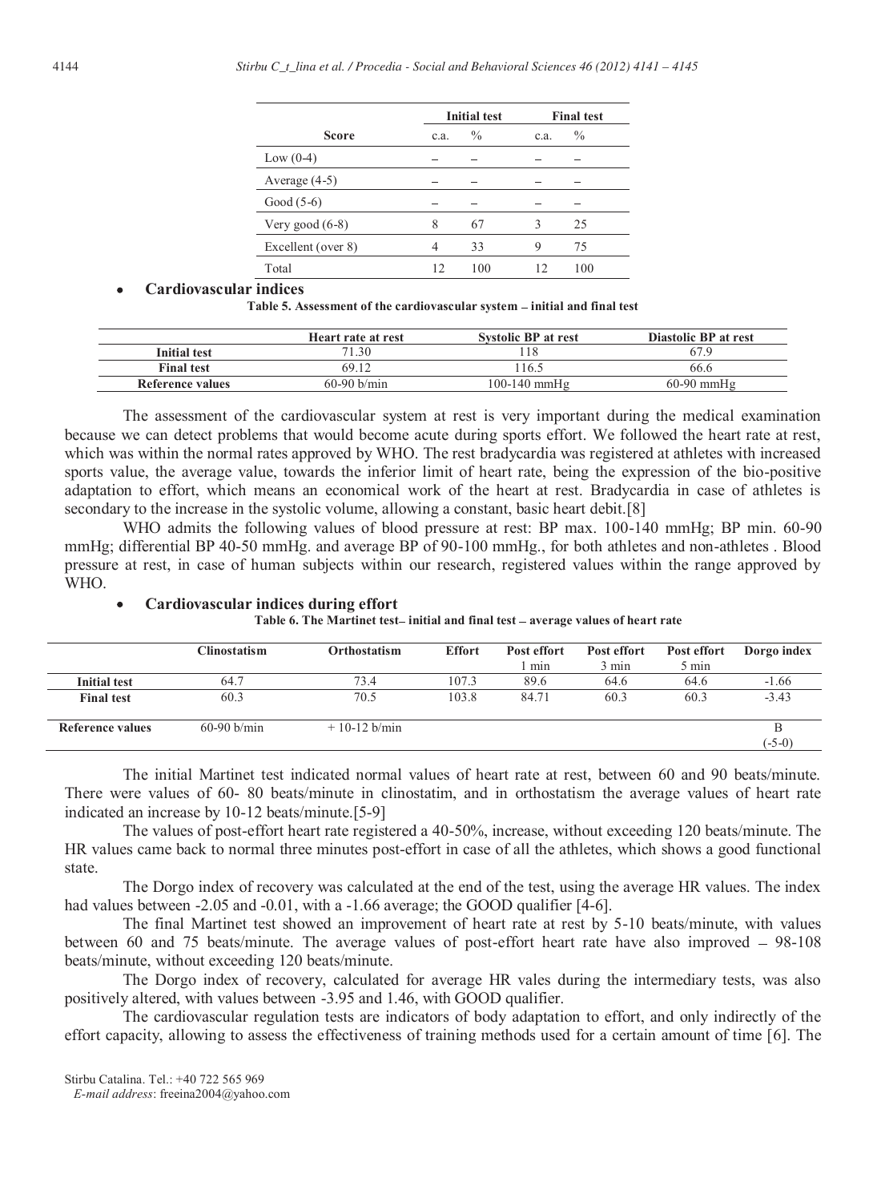| Score | Initial test | | Final test | |
|---|---|---|---|---|
| | c.a. | % | c.a. | % |
| Low (0-4) | – | – | – | – |
| Average (4-5) | – | – | – | – |
| Good (5-6) | – | – | – | – |
| Very good (6-8) | 8 | 67 | 3 | 25 |
| Excellent (over 8) | 4 | 33 | 9 | 75 |
| Total | 12 | 100 | 12 | 100 |

- **Cardiovascular indices**

**Table 5. Assessment of the cardiovascular system – initial and final test**

| | Heart rate at rest | Systolic BP at rest | Diastolic BP at rest |
|---|---|---|---|
| **Initial test** | 71.30 | 118 | 67.9 |
| **Final test** | 69.12 | 116.5 | 66.6 |
| **Reference values** | 60-90 b/min | 100-140 mmHg | 60-90 mmHg |

The assessment of the cardiovascular system at rest is very important during the medical examination because we can detect problems that would become acute during sports effort. We followed the heart rate at rest, which was within the normal rates approved by WHO. The rest bradycardia was registered at athletes with increased sports value, the average value, towards the inferior limit of heart rate, being the expression of the bio-positive adaptation to effort, which means an economical work of the heart at rest. Bradycardia in case of athletes is secondary to the increase in the systolic volume, allowing a constant, basic heart debit.[8]

WHO admits the following values of blood pressure at rest: BP max. 100-140 mmHg; BP min. 60-90 mmHg; differential BP 40-50 mmHg. and average BP of 90-100 mmHg., for both athletes and non-athletes . Blood pressure at rest, in case of human subjects within our research, registered values within the range approved by WHO.

- **Cardiovascular indices during effort**

**Table 6. The Martinet test– initial and final test – average values of heart rate**

| | Clinostatism | Orthostatism | Effort | Post effort 1 min | Post effort 3 min | Post effort 5 min | Dorgo index |
|---|---|---|---|---|---|---|---|
| **Initial test** | 64.7 | 73.4 | 107.3 | 89.6 | 64.6 | 64.6 | -1.66 |
| **Final test** | 60.3 | 70.5 | 103.8 | 84.71 | 60.3 | 60.3 | -3.43 |
| **Reference values** | 60-90 b/min | + 10-12 b/min | | | | | B (-5-0) |

The initial Martinet test indicated normal values of heart rate at rest, between 60 and 90 beats/minute. There were values of 60- 80 beats/minute in clinostatim, and in orthostatism the average values of heart rate indicated an increase by 10-12 beats/minute.[5-9]

The values of post-effort heart rate registered a 40-50%, increase, without exceeding 120 beats/minute. The HR values came back to normal three minutes post-effort in case of all the athletes, which shows a good functional state.

The Dorgo index of recovery was calculated at the end of the test, using the average HR values. The index had values between -2.05 and -0.01, with a -1.66 average; the GOOD qualifier [4-6].

The final Martinet test showed an improvement of heart rate at rest by 5-10 beats/minute, with values between 60 and 75 beats/minute. The average values of post-effort heart rate have also improved – 98-108 beats/minute, without exceeding 120 beats/minute.

The Dorgo index of recovery, calculated for average HR vales during the intermediary tests, was also positively altered, with values between -3.95 and 1.46, with GOOD qualifier.

The cardiovascular regulation tests are indicators of body adaptation to effort, and only indirectly of the effort capacity, allowing to assess the effectiveness of training methods used for a certain amount of time [6]. The

Stirbu Catalina. Tel.: +40 722 565 969
*E-mail address*: freeina2004@yahoo.com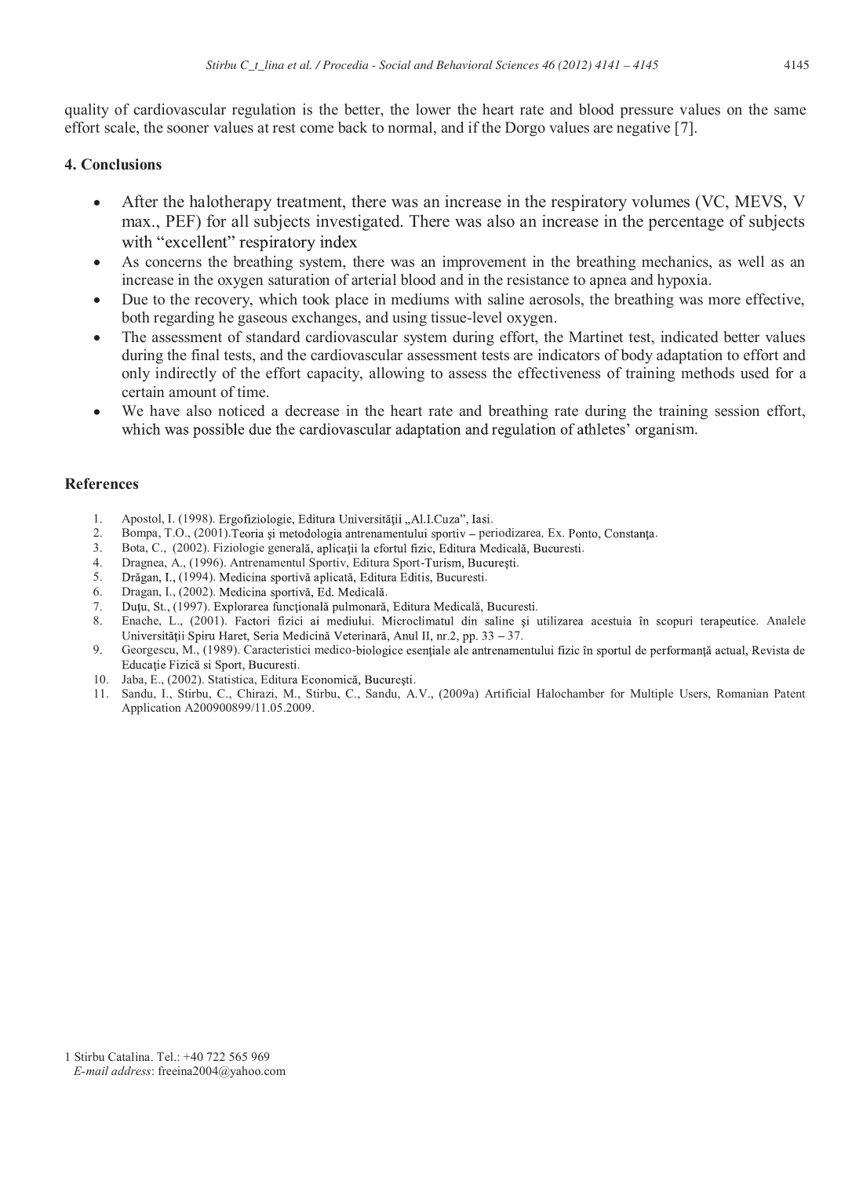quality of cardiovascular regulation is the better, the lower the heart rate and blood pressure values on the same effort scale, the sooner values at rest come back to normal, and if the Dorgo values are negative [7].

## 4. Conclusions

- After the halotherapy treatment, there was an increase in the respiratory volumes (VC, MEVS, V max., PEF) for all subjects investigated. There was also an increase in the percentage of subjects with "excellent" respiratory index
- As concerns the breathing system, there was an improvement in the breathing mechanics, as well as an increase in the oxygen saturation of arterial blood and in the resistance to apnea and hypoxia.
- Due to the recovery, which took place in mediums with saline aerosols, the breathing was more effective, both regarding he gaseous exchanges, and using tissue-level oxygen.
- The assessment of standard cardiovascular system during effort, the Martinet test, indicated better values during the final tests, and the cardiovascular assessment tests are indicators of body adaptation to effort and only indirectly of the effort capacity, allowing to assess the effectiveness of training methods used for a certain amount of time.
- We have also noticed a decrease in the heart rate and breathing rate during the training session effort, which was possible due the cardiovascular adaptation and regulation of athletes' organism.

## References

1. Apostol, I. (1998). Ergofiziologie, Editura Universităţii „Al.I.Cuza", Iasi.
2. Bompa, T.O., (2001).Teoria şi metodologia antrenamentului sportiv – periodizarea, Ex. Ponto, Constanţa.
3. Bota, C., (2002). Fiziologie generală, aplicaţii la efortul fizic, Editura Medicală, Bucuresti.
4. Dragnea, A., (1996). Antrenamentul Sportiv, Editura Sport-Turism, Bucureşti.
5. Drăgan, I., (1994). Medicina sportivă aplicată, Editura Editis, Bucuresti.
6. Dragan, I., (2002). Medicina sportivă, Ed. Medicală.
7. Duţu, St., (1997). Explorarea funcţională pulmonară, Editura Medicală, Bucuresti.
8. Enache, L., (2001). Factori fizici ai mediului. Microclimatul din saline şi utilizarea acestuia în scopuri terapeutice. Analele Universităţii Spiru Haret, Seria Medicină Veterinară, Anul II, nr.2, pp. 33 – 37.
9. Georgescu, M., (1989). Caracteristici medico-biologice esenţiale ale antrenamentului fizic în sportul de performanţă actual, Revista de Educaţie Fizică si Sport, Bucuresti.
10. Jaba, E., (2002). Statistica, Editura Economică, Bucureşti.
11. Sandu, I., Stirbu, C., Chirazi, M., Stirbu, C., Sandu, A.V., (2009a) Artificial Halochamber for Multiple Users, Romanian Patent Application A200900899/11.05.2009.

1 Stirbu Catalina. Tel.: +40 722 565 969
*E-mail address*: freeina2004@yahoo.com